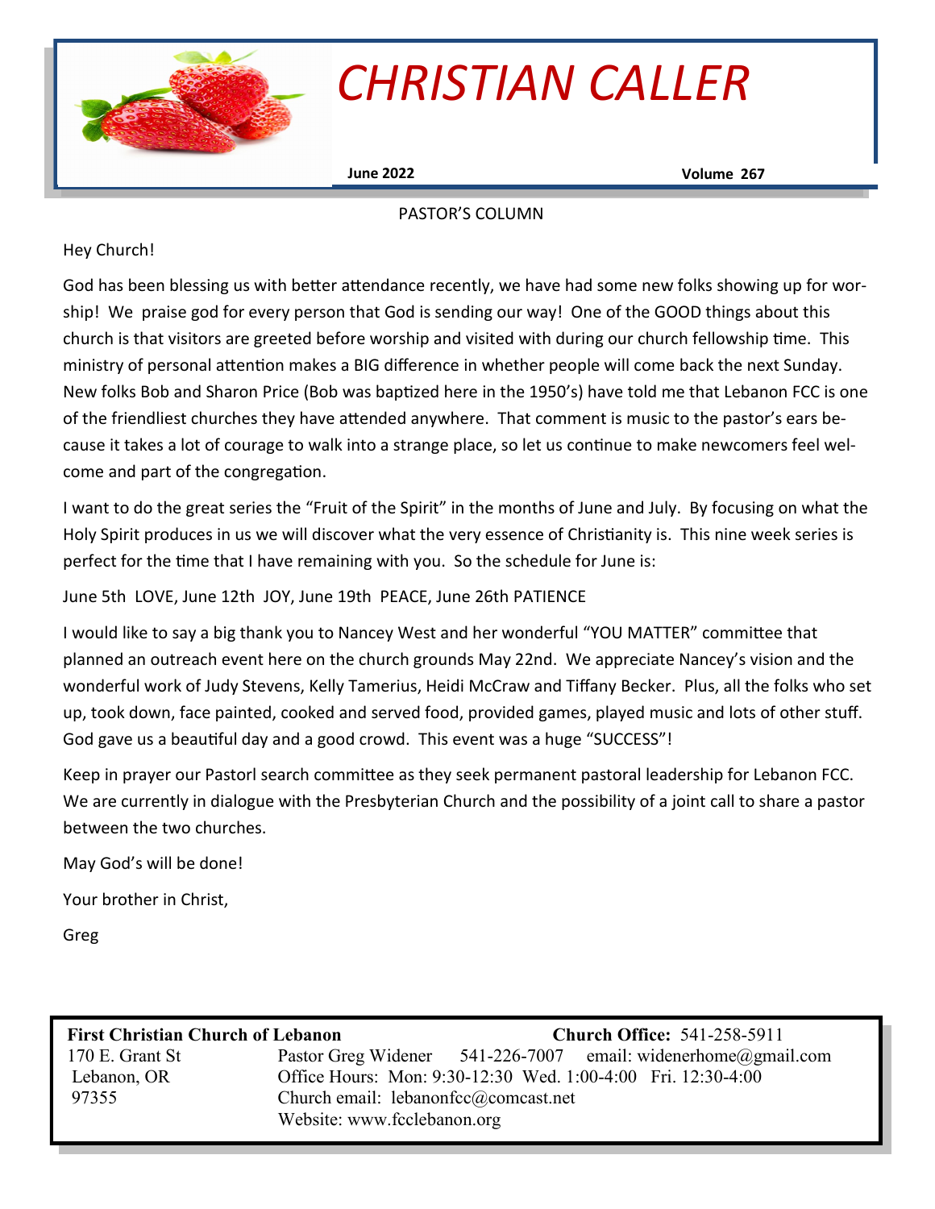# CHRISTIAN CALLER

**June 2022** **Volume 267**

## PASTOR'S COLUMN

Hey Church!

God has been blessing us with better attendance recently, we have had some new folks showing up for worship! We praise god for every person that God is sending our way! One of the GOOD things about this church is that visitors are greeted before worship and visited with during our church fellowship time. This ministry of personal attention makes a BIG difference in whether people will come back the next Sunday. New folks Bob and Sharon Price (Bob was baptized here in the 1950's) have told me that Lebanon FCC is one of the friendliest churches they have attended anywhere. That comment is music to the pastor's ears because it takes a lot of courage to walk into a strange place, so let us continue to make newcomers feel welcome and part of the congregation.

I want to do the great series the "Fruit of the Spirit" in the months of June and July. By focusing on what the Holy Spirit produces in us we will discover what the very essence of Christianity is. This nine week series is perfect for the time that I have remaining with you. So the schedule for June is:

June 5th LOVE, June 12th JOY, June 19th PEACE, June 26th PATIENCE

I would like to say a big thank you to Nancey West and her wonderful "YOU MATTER" committee that planned an outreach event here on the church grounds May 22nd. We appreciate Nancey's vision and the wonderful work of Judy Stevens, Kelly Tamerius, Heidi McCraw and Tiffany Becker. Plus, all the folks who set up, took down, face painted, cooked and served food, provided games, played music and lots of other stuff. God gave us a beautiful day and a good crowd. This event was a huge "SUCCESS"!

Keep in prayer our Pastorl search committee as they seek permanent pastoral leadership for Lebanon FCC. We are currently in dialogue with the Presbyterian Church and the possibility of a joint call to share a pastor between the two churches.

May God's will be done!

Your brother in Christ,

Greg

---

**First Christian Church of Lebanon**
170 E. Grant St
Lebanon, OR
97355

**Church Office:** 541-258-5911
Pastor Greg Widener 541-226-7007 email: widenerhome@gmail.com
Office Hours: Mon: 9:30-12:30 Wed. 1:00-4:00 Fri. 12:30-4:00
Church email: lebanonfcc@comcast.net
Website: www.fcclebanon.org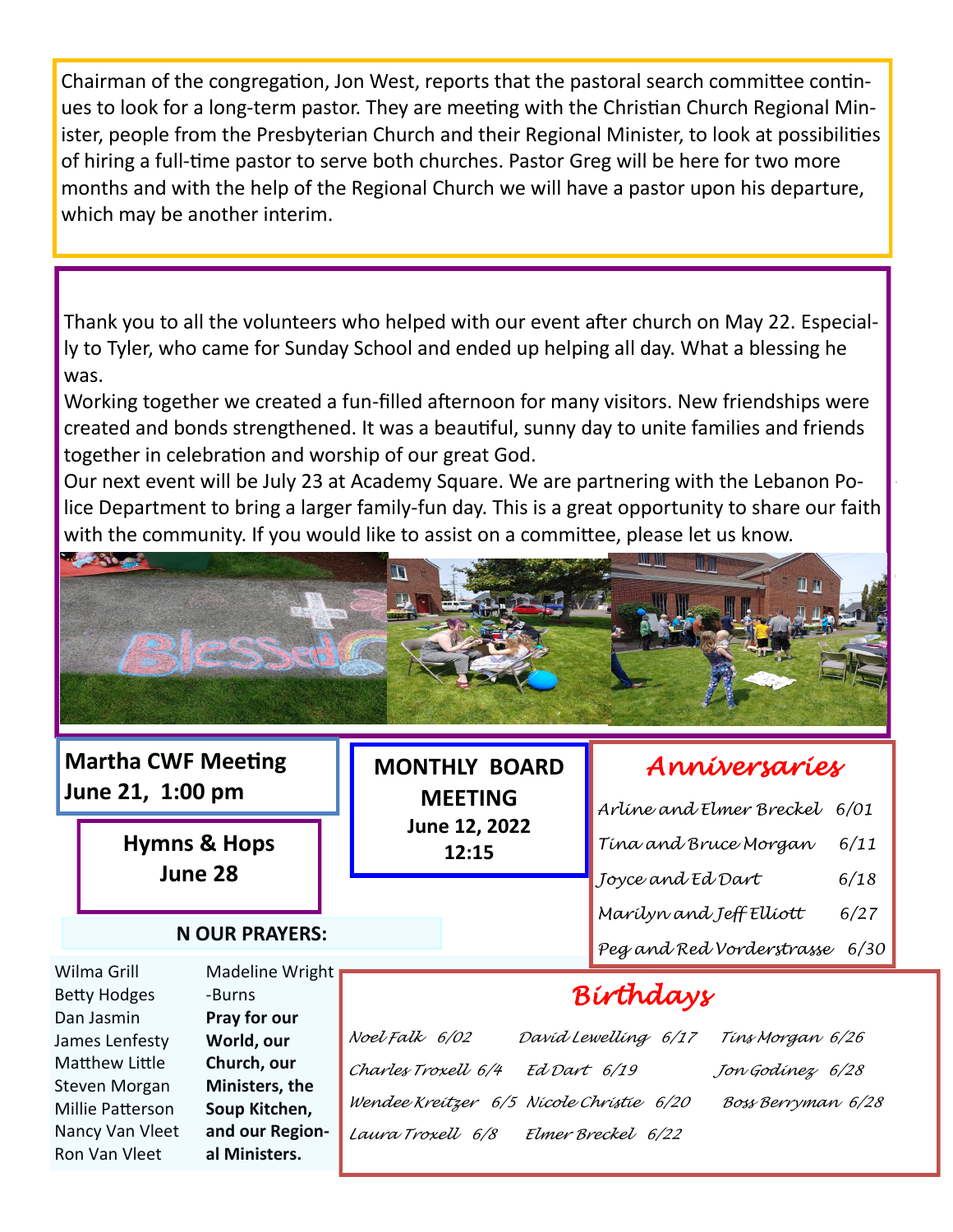Chairman of the congregation, Jon West, reports that the pastoral search committee continues to look for a long-term pastor. They are meeting with the Christian Church Regional Minister, people from the Presbyterian Church and their Regional Minister, to look at possibilities of hiring a full-time pastor to serve both churches. Pastor Greg will be here for two more months and with the help of the Regional Church we will have a pastor upon his departure, which may be another interim.

Thank you to all the volunteers who helped with our event after church on May 22. Especially to Tyler, who came for Sunday School and ended up helping all day. What a blessing he was.

Working together we created a fun-filled afternoon for many visitors. New friendships were created and bonds strengthened. It was a beautiful, sunny day to unite families and friends together in celebration and worship of our great God.

Our next event will be July 23 at Academy Square. We are partnering with the Lebanon Police Department to bring a larger family-fun day. This is a great opportunity to share our faith with the community. If you would like to assist on a committee, please let us know.

**Martha CWF Meeting**
**June 21, 1:00 pm**

**Hymns & Hops**
**June 28**

**MONTHLY BOARD MEETING**
**June 12, 2022**
**12:15**

## Anniversaries

| | |
|---|---|
| *Arline and Elmer Breckel* | *6/01* |
| *Tina and Bruce Morgan* | *6/11* |
| *Joyce and Ed Dart* | *6/18* |
| *Marilyn and Jeff Elliott* | *6/27* |
| *Peg and Red Vorderstrasse* | *6/30* |

**N OUR PRAYERS:**

Wilma Grill
Betty Hodges
Dan Jasmin
James Lenfesty
Matthew Little
Steven Morgan
Millie Patterson
Nancy Van Vleet
Ron Van Vleet
Madeline Wright-Burns

**Pray for our World, our Church, our Ministers, the Soup Kitchen, and our Regional Ministers.**

## Birthdays

| | | |
|---|---|---|
| *Noel Falk 6/02* | *David Lewelling 6/17* | *Tins Morgan 6/26* |
| *Charles Troxell 6/4* | *Ed Dart 6/19* | *Jon Godinez 6/28* |
| *Wendee Kreitzer 6/5* | *Nicole Christie 6/20* | *Boss Berryman 6/28* |
| *Laura Troxell 6/8* | *Elmer Breckel 6/22* | |